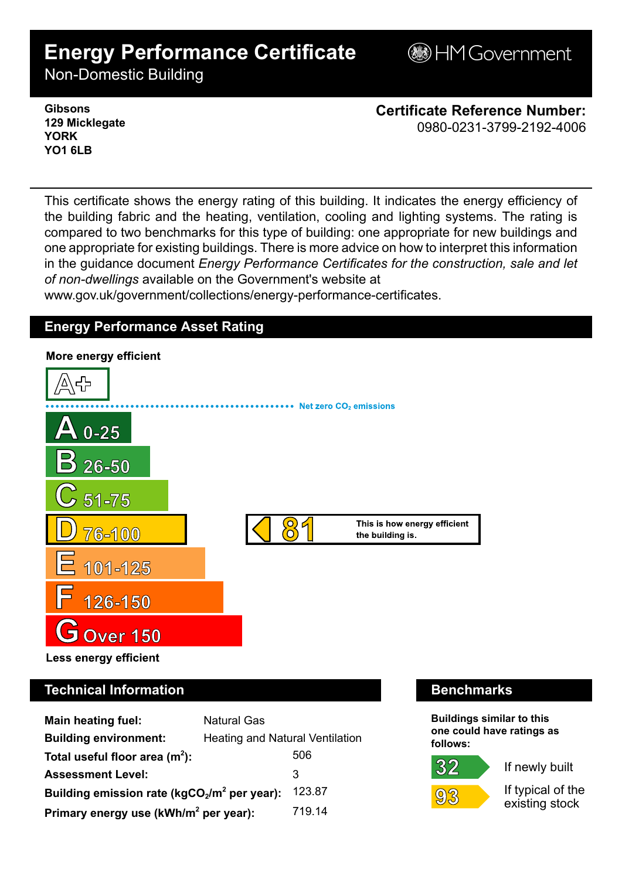# Energy Performance Certificate

Non-Domestic Building

HM Government

**Gibsons**
**129 Micklegate**
**YORK**
**YO1 6LB**

**Certificate Reference Number:**
0980-0231-3799-2192-4006

This certificate shows the energy rating of this building. It indicates the energy efficiency of the building fabric and the heating, ventilation, cooling and lighting systems. The rating is compared to two benchmarks for this type of building: one appropriate for new buildings and one appropriate for existing buildings. There is more advice on how to interpret this information in the guidance document *Energy Performance Certificates for the construction, sale and let of non-dwellings* available on the Government's website at www.gov.uk/government/collections/energy-performance-certificates.

## Energy Performance Asset Rating

**More energy efficient**

A+

Net zero $CO_2$ emissions

- A 0-25
- B 26-50
- C 51-75
- D 76-100
- E 101-125
- F 126-150
- G Over 150

**81** — This is how energy efficient the building is.

**Less energy efficient**

## Technical Information

| | |
|---|---|
| **Main heating fuel:** | Natural Gas |
| **Building environment:** | Heating and Natural Ventilation |
| **Total useful floor area ($m^2$):** | 506 |
| **Assessment Level:** | 3 |
| **Building emission rate ($kgCO_2/m^2$ per year):** | 123.87 |
| **Primary energy use ($kWh/m^2$ per year):** | 719.14 |

## Benchmarks

**Buildings similar to this one could have ratings as follows:**

| | |
|---|---|
| 32 | If newly built |
| 93 | If typical of the existing stock |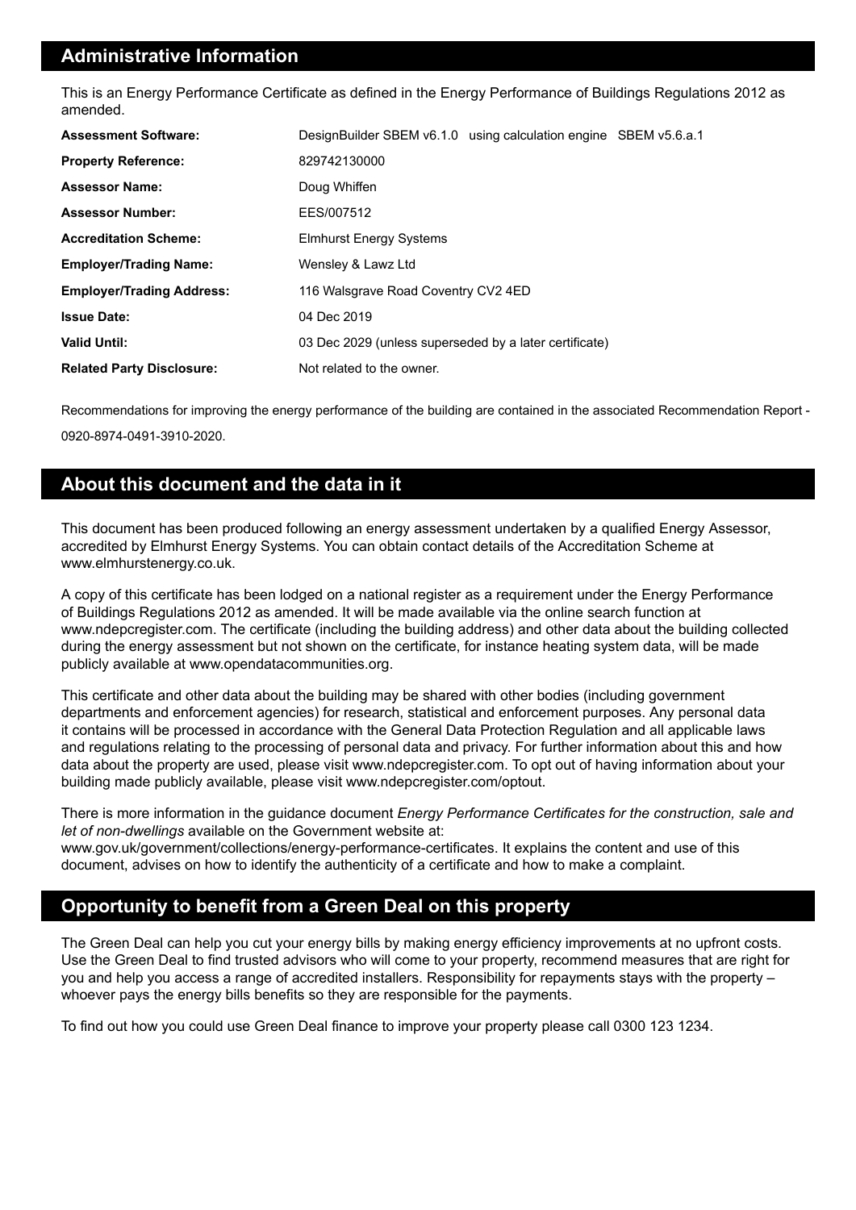## Administrative Information

This is an Energy Performance Certificate as defined in the Energy Performance of Buildings Regulations 2012 as amended.

| | |
|---|---|
| **Assessment Software:** | DesignBuilder SBEM v6.1.0 using calculation engine SBEM v5.6.a.1 |
| **Property Reference:** | 829742130000 |
| **Assessor Name:** | Doug Whiffen |
| **Assessor Number:** | EES/007512 |
| **Accreditation Scheme:** | Elmhurst Energy Systems |
| **Employer/Trading Name:** | Wensley & Lawz Ltd |
| **Employer/Trading Address:** | 116 Walsgrave Road Coventry CV2 4ED |
| **Issue Date:** | 04 Dec 2019 |
| **Valid Until:** | 03 Dec 2029 (unless superseded by a later certificate) |
| **Related Party Disclosure:** | Not related to the owner. |

Recommendations for improving the energy performance of the building are contained in the associated Recommendation Report - 0920-8974-0491-3910-2020.

## About this document and the data in it

This document has been produced following an energy assessment undertaken by a qualified Energy Assessor, accredited by Elmhurst Energy Systems. You can obtain contact details of the Accreditation Scheme at www.elmhurstenergy.co.uk.

A copy of this certificate has been lodged on a national register as a requirement under the Energy Performance of Buildings Regulations 2012 as amended. It will be made available via the online search function at www.ndepcregister.com. The certificate (including the building address) and other data about the building collected during the energy assessment but not shown on the certificate, for instance heating system data, will be made publicly available at www.opendatacommunities.org.

This certificate and other data about the building may be shared with other bodies (including government departments and enforcement agencies) for research, statistical and enforcement purposes. Any personal data it contains will be processed in accordance with the General Data Protection Regulation and all applicable laws and regulations relating to the processing of personal data and privacy. For further information about this and how data about the property are used, please visit www.ndepcregister.com. To opt out of having information about your building made publicly available, please visit www.ndepcregister.com/optout.

There is more information in the guidance document *Energy Performance Certificates for the construction, sale and let of non-dwellings* available on the Government website at: www.gov.uk/government/collections/energy-performance-certificates. It explains the content and use of this document, advises on how to identify the authenticity of a certificate and how to make a complaint.

## Opportunity to benefit from a Green Deal on this property

The Green Deal can help you cut your energy bills by making energy efficiency improvements at no upfront costs. Use the Green Deal to find trusted advisors who will come to your property, recommend measures that are right for you and help you access a range of accredited installers. Responsibility for repayments stays with the property – whoever pays the energy bills benefits so they are responsible for the payments.

To find out how you could use Green Deal finance to improve your property please call 0300 123 1234.